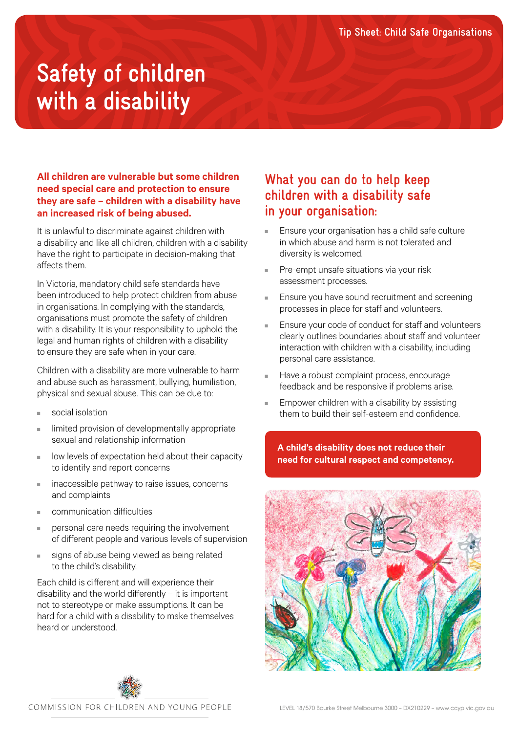Tip Sheet: Child Safe Organisations

# Safety of children with a disability

**All children are vulnerable but some children need special care and protection to ensure they are safe – children with a disability have an increased risk of being abused.**

It is unlawful to discriminate against children with a disability and like all children, children with a disability have the right to participate in decision-making that affects them.

In Victoria, mandatory child safe standards have been introduced to help protect children from abuse in organisations. In complying with the standards, organisations must promote the safety of children with a disability. It is your responsibility to uphold the legal and human rights of children with a disability to ensure they are safe when in your care.

Children with a disability are more vulnerable to harm and abuse such as harassment, bullying, humiliation, physical and sexual abuse. This can be due to:

- social isolation
- limited provision of developmentally appropriate sexual and relationship information
- low levels of expectation held about their capacity to identify and report concerns
- inaccessible pathway to raise issues, concerns and complaints
- communication difficulties
- personal care needs requiring the involvement of different people and various levels of supervision
- signs of abuse being viewed as being related to the child's disability.

Each child is different and will experience their disability and the world differently – it is important not to stereotype or make assumptions. It can be hard for a child with a disability to make themselves heard or understood.

## What you can do to help keep children with a disability safe in your organisation:

- Ensure your organisation has a child safe culture in which abuse and harm is not tolerated and diversity is welcomed.
- Pre-empt unsafe situations via your risk assessment processes.
- Ensure you have sound recruitment and screening processes in place for staff and volunteers.
- Ensure your code of conduct for staff and volunteers clearly outlines boundaries about staff and volunteer interaction with children with a disability, including personal care assistance.
- Have a robust complaint process, encourage feedback and be responsive if problems arise.
- Empower children with a disability by assisting them to build their self-esteem and confidence.

**A child's disability does not reduce their need for cultural respect and competency.**

COMMISSION FOR CHILDREN AND YOUNG PEOPLE

LEVEL 18/570 Bourke Street Melbourne 3000 – DX210229 – www.ccyp.vic.gov.au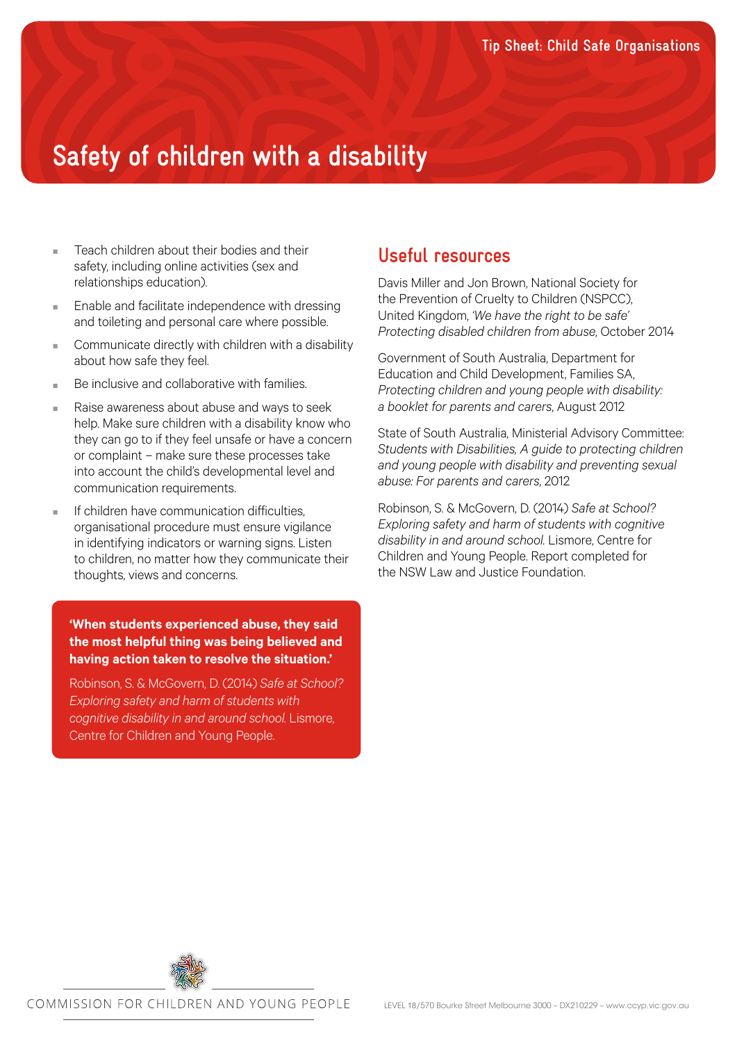# Safety of children with a disability

- Teach children about their bodies and their safety, including online activities (sex and relationships education).
- Enable and facilitate independence with dressing and toileting and personal care where possible.
- Communicate directly with children with a disability about how safe they feel.
- Be inclusive and collaborative with families.
- Raise awareness about abuse and ways to seek help. Make sure children with a disability know who they can go to if they feel unsafe or have a concern or complaint – make sure these processes take into account the child's developmental level and communication requirements.
- If children have communication difficulties, organisational procedure must ensure vigilance in identifying indicators or warning signs. Listen to children, no matter how they communicate their thoughts, views and concerns.

**'When students experienced abuse, they said the most helpful thing was being believed and having action taken to resolve the situation.'**

Robinson, S. & McGovern, D. (2014) *Safe at School? Exploring safety and harm of students with cognitive disability in and around school.* Lismore, Centre for Children and Young People.

## Useful resources

Davis Miller and Jon Brown, National Society for the Prevention of Cruelty to Children (NSPCC), United Kingdom, *'We have the right to be safe' Protecting disabled children from abuse*, October 2014

Government of South Australia, Department for Education and Child Development, Families SA, *Protecting children and young people with disability: a booklet for parents and carers*, August 2012

State of South Australia, Ministerial Advisory Committee: *Students with Disabilities, A guide to protecting children and young people with disability and preventing sexual abuse: For parents and carers*, 2012

Robinson, S. & McGovern, D. (2014) *Safe at School? Exploring safety and harm of students with cognitive disability in and around school.* Lismore, Centre for Children and Young People. Report completed for the NSW Law and Justice Foundation.

COMMISSION FOR CHILDREN AND YOUNG PEOPLE

LEVEL 18/570 Bourke Street Melbourne 3000 – DX210229 – www.ccyp.vic.gov.au